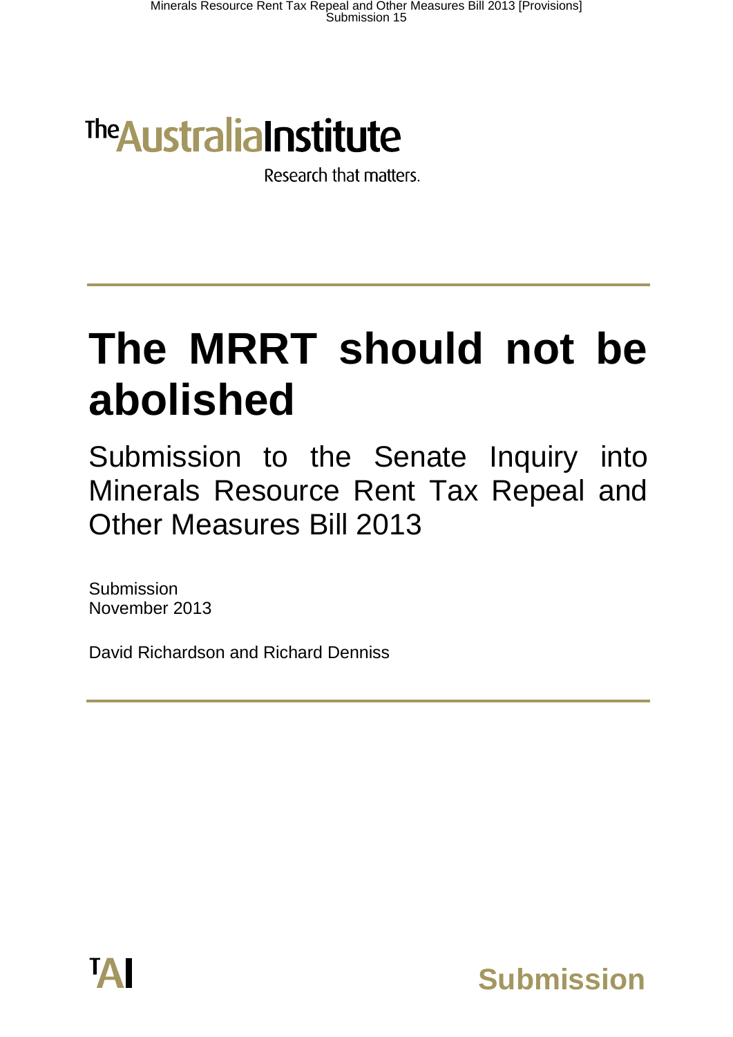The Australia Institute

Research that matters.

# The MRRT should not be abolished

## Submission to the Senate Inquiry into Minerals Resource Rent Tax Repeal and Other Measures Bill 2013

Submission
November 2013

David Richardson and Richard Denniss

TAI

**Submission**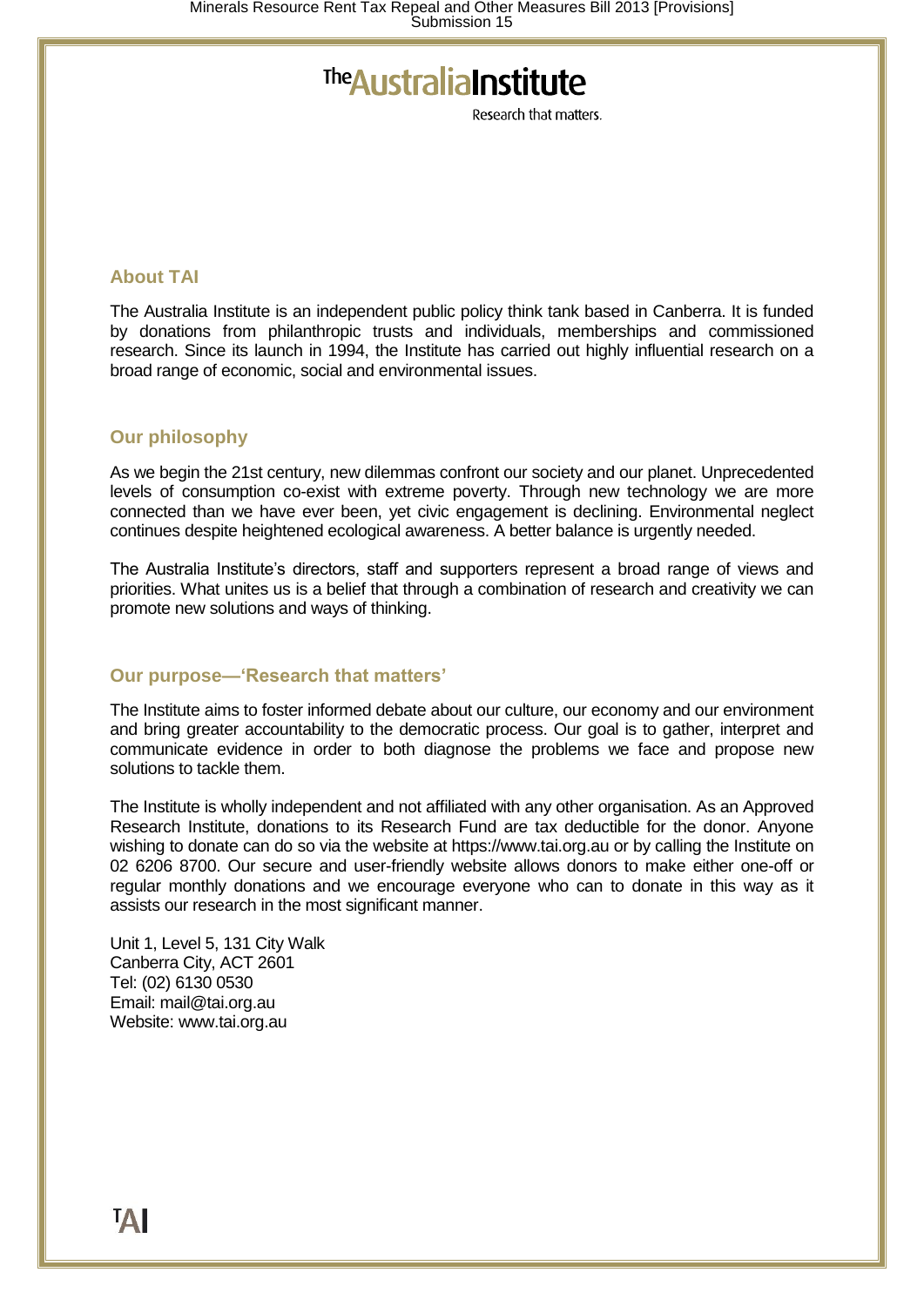# The Australia Institute

Research that matters.

## About TAI

The Australia Institute is an independent public policy think tank based in Canberra. It is funded by donations from philanthropic trusts and individuals, memberships and commissioned research. Since its launch in 1994, the Institute has carried out highly influential research on a broad range of economic, social and environmental issues.

## Our philosophy

As we begin the 21st century, new dilemmas confront our society and our planet. Unprecedented levels of consumption co-exist with extreme poverty. Through new technology we are more connected than we have ever been, yet civic engagement is declining. Environmental neglect continues despite heightened ecological awareness. A better balance is urgently needed.

The Australia Institute's directors, staff and supporters represent a broad range of views and priorities. What unites us is a belief that through a combination of research and creativity we can promote new solutions and ways of thinking.

## Our purpose—'Research that matters'

The Institute aims to foster informed debate about our culture, our economy and our environment and bring greater accountability to the democratic process. Our goal is to gather, interpret and communicate evidence in order to both diagnose the problems we face and propose new solutions to tackle them.

The Institute is wholly independent and not affiliated with any other organisation. As an Approved Research Institute, donations to its Research Fund are tax deductible for the donor. Anyone wishing to donate can do so via the website at https://www.tai.org.au or by calling the Institute on 02 6206 8700. Our secure and user-friendly website allows donors to make either one-off or regular monthly donations and we encourage everyone who can to donate in this way as it assists our research in the most significant manner.

Unit 1, Level 5, 131 City Walk
Canberra City, ACT 2601
Tel: (02) 6130 0530
Email: mail@tai.org.au
Website: www.tai.org.au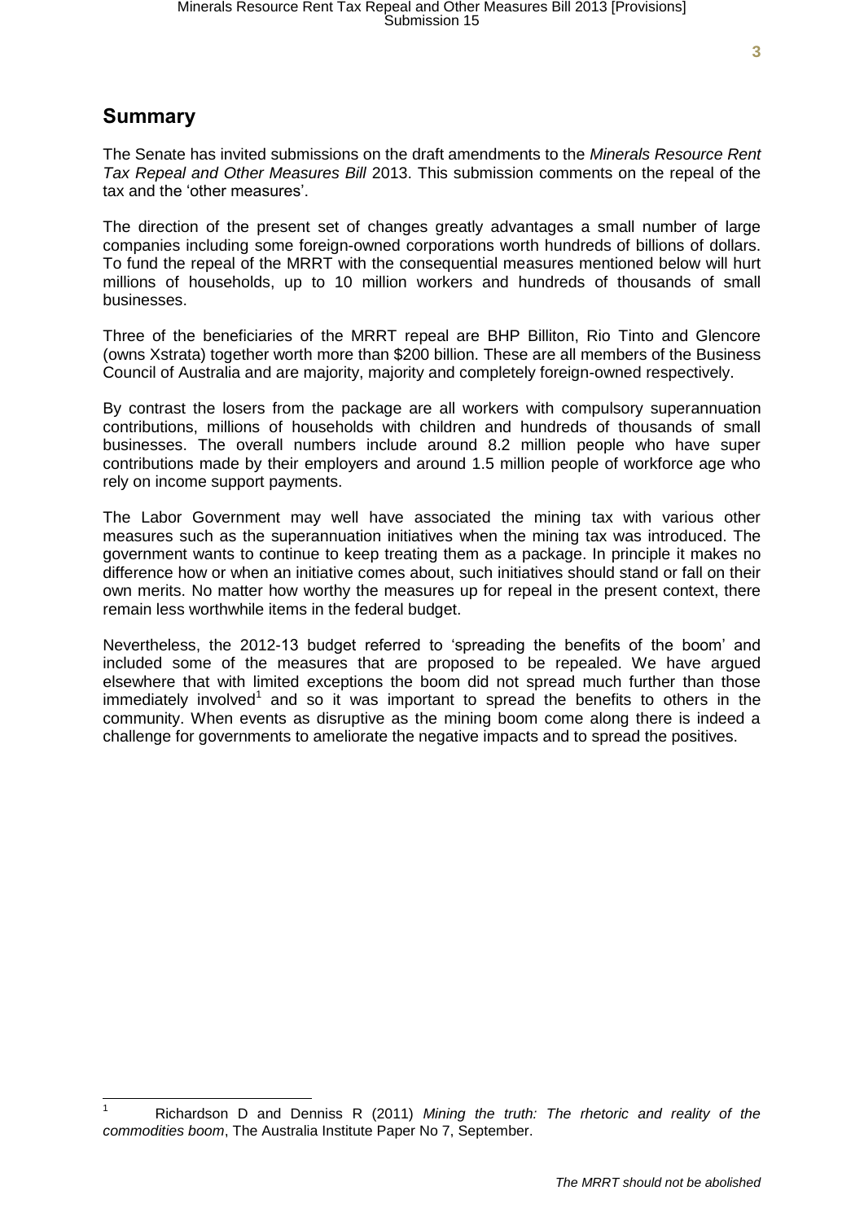## Summary

The Senate has invited submissions on the draft amendments to the *Minerals Resource Rent Tax Repeal and Other Measures Bill* 2013. This submission comments on the repeal of the tax and the 'other measures'.

The direction of the present set of changes greatly advantages a small number of large companies including some foreign-owned corporations worth hundreds of billions of dollars. To fund the repeal of the MRRT with the consequential measures mentioned below will hurt millions of households, up to 10 million workers and hundreds of thousands of small businesses.

Three of the beneficiaries of the MRRT repeal are BHP Billiton, Rio Tinto and Glencore (owns Xstrata) together worth more than $200 billion. These are all members of the Business Council of Australia and are majority, majority and completely foreign-owned respectively.

By contrast the losers from the package are all workers with compulsory superannuation contributions, millions of households with children and hundreds of thousands of small businesses. The overall numbers include around 8.2 million people who have super contributions made by their employers and around 1.5 million people of workforce age who rely on income support payments.

The Labor Government may well have associated the mining tax with various other measures such as the superannuation initiatives when the mining tax was introduced. The government wants to continue to keep treating them as a package. In principle it makes no difference how or when an initiative comes about, such initiatives should stand or fall on their own merits. No matter how worthy the measures up for repeal in the present context, there remain less worthwhile items in the federal budget.

Nevertheless, the 2012-13 budget referred to 'spreading the benefits of the boom' and included some of the measures that are proposed to be repealed. We have argued elsewhere that with limited exceptions the boom did not spread much further than those immediately involved[1] and so it was important to spread the benefits to others in the community. When events as disruptive as the mining boom come along there is indeed a challenge for governments to ameliorate the negative impacts and to spread the positives.

[1] Richardson D and Denniss R (2011) *Mining the truth: The rhetoric and reality of the commodities boom*, The Australia Institute Paper No 7, September.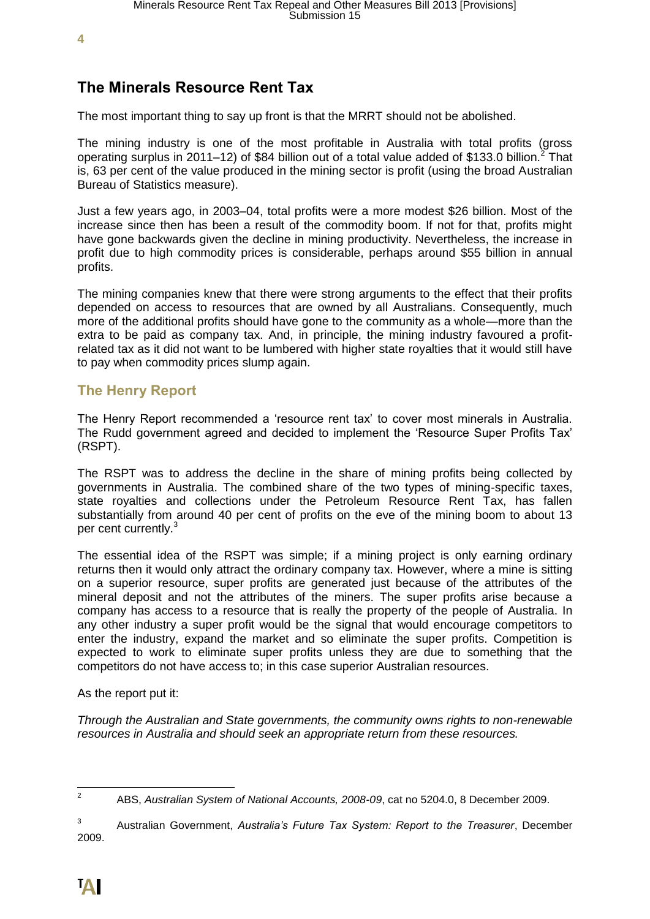## The Minerals Resource Rent Tax

The most important thing to say up front is that the MRRT should not be abolished.

The mining industry is one of the most profitable in Australia with total profits (gross operating surplus in 2011–12) of $84 billion out of a total value added of $133.0 billion.[2] That is, 63 per cent of the value produced in the mining sector is profit (using the broad Australian Bureau of Statistics measure).

Just a few years ago, in 2003–04, total profits were a more modest $26 billion. Most of the increase since then has been a result of the commodity boom. If not for that, profits might have gone backwards given the decline in mining productivity. Nevertheless, the increase in profit due to high commodity prices is considerable, perhaps around $55 billion in annual profits.

The mining companies knew that there were strong arguments to the effect that their profits depended on access to resources that are owned by all Australians. Consequently, much more of the additional profits should have gone to the community as a whole—more than the extra to be paid as company tax. And, in principle, the mining industry favoured a profit-related tax as it did not want to be lumbered with higher state royalties that it would still have to pay when commodity prices slump again.

### The Henry Report

The Henry Report recommended a 'resource rent tax' to cover most minerals in Australia. The Rudd government agreed and decided to implement the 'Resource Super Profits Tax' (RSPT).

The RSPT was to address the decline in the share of mining profits being collected by governments in Australia. The combined share of the two types of mining-specific taxes, state royalties and collections under the Petroleum Resource Rent Tax, has fallen substantially from around 40 per cent of profits on the eve of the mining boom to about 13 per cent currently.[3]

The essential idea of the RSPT was simple; if a mining project is only earning ordinary returns then it would only attract the ordinary company tax. However, where a mine is sitting on a superior resource, super profits are generated just because of the attributes of the mineral deposit and not the attributes of the miners. The super profits arise because a company has access to a resource that is really the property of the people of Australia. In any other industry a super profit would be the signal that would encourage competitors to enter the industry, expand the market and so eliminate the super profits. Competition is expected to work to eliminate super profits unless they are due to something that the competitors do not have access to; in this case superior Australian resources.

As the report put it:

*Through the Australian and State governments, the community owns rights to non-renewable resources in Australia and should seek an appropriate return from these resources.*

---

[2] ABS, *Australian System of National Accounts, 2008-09*, cat no 5204.0, 8 December 2009.

[3] Australian Government, *Australia's Future Tax System: Report to the Treasurer*, December 2009.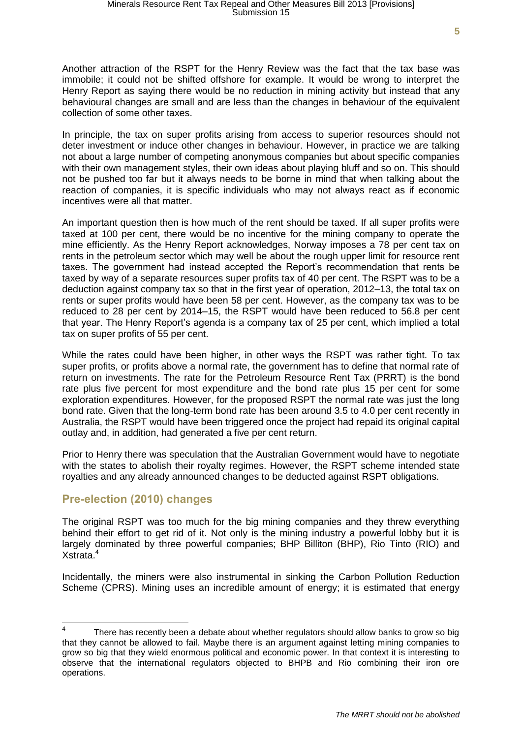Another attraction of the RSPT for the Henry Review was the fact that the tax base was immobile; it could not be shifted offshore for example. It would be wrong to interpret the Henry Report as saying there would be no reduction in mining activity but instead that any behavioural changes are small and are less than the changes in behaviour of the equivalent collection of some other taxes.

In principle, the tax on super profits arising from access to superior resources should not deter investment or induce other changes in behaviour. However, in practice we are talking not about a large number of competing anonymous companies but about specific companies with their own management styles, their own ideas about playing bluff and so on. This should not be pushed too far but it always needs to be borne in mind that when talking about the reaction of companies, it is specific individuals who may not always react as if economic incentives were all that matter.

An important question then is how much of the rent should be taxed. If all super profits were taxed at 100 per cent, there would be no incentive for the mining company to operate the mine efficiently. As the Henry Report acknowledges, Norway imposes a 78 per cent tax on rents in the petroleum sector which may well be about the rough upper limit for resource rent taxes. The government had instead accepted the Report's recommendation that rents be taxed by way of a separate resources super profits tax of 40 per cent. The RSPT was to be a deduction against company tax so that in the first year of operation, 2012–13, the total tax on rents or super profits would have been 58 per cent. However, as the company tax was to be reduced to 28 per cent by 2014–15, the RSPT would have been reduced to 56.8 per cent that year. The Henry Report's agenda is a company tax of 25 per cent, which implied a total tax on super profits of 55 per cent.

While the rates could have been higher, in other ways the RSPT was rather tight. To tax super profits, or profits above a normal rate, the government has to define that normal rate of return on investments. The rate for the Petroleum Resource Rent Tax (PRRT) is the bond rate plus five percent for most expenditure and the bond rate plus 15 per cent for some exploration expenditures. However, for the proposed RSPT the normal rate was just the long bond rate. Given that the long-term bond rate has been around 3.5 to 4.0 per cent recently in Australia, the RSPT would have been triggered once the project had repaid its original capital outlay and, in addition, had generated a five per cent return.

Prior to Henry there was speculation that the Australian Government would have to negotiate with the states to abolish their royalty regimes. However, the RSPT scheme intended state royalties and any already announced changes to be deducted against RSPT obligations.

## Pre-election (2010) changes

The original RSPT was too much for the big mining companies and they threw everything behind their effort to get rid of it. Not only is the mining industry a powerful lobby but it is largely dominated by three powerful companies; BHP Billiton (BHP), Rio Tinto (RIO) and Xstrata.[4]

Incidentally, the miners were also instrumental in sinking the Carbon Pollution Reduction Scheme (CPRS). Mining uses an incredible amount of energy; it is estimated that energy

---

[4] There has recently been a debate about whether regulators should allow banks to grow so big that they cannot be allowed to fail. Maybe there is an argument against letting mining companies to grow so big that they wield enormous political and economic power. In that context it is interesting to observe that the international regulators objected to BHPB and Rio combining their iron ore operations.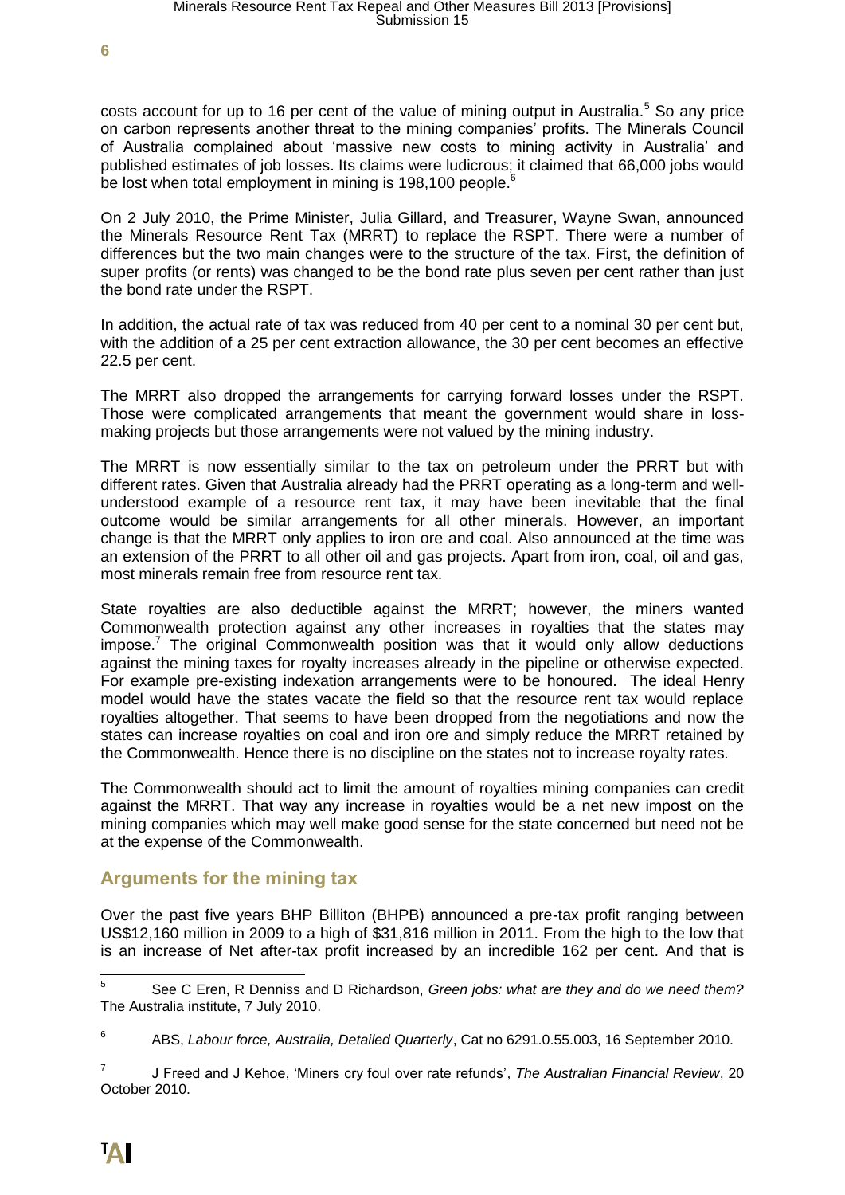costs account for up to 16 per cent of the value of mining output in Australia.[5] So any price on carbon represents another threat to the mining companies' profits. The Minerals Council of Australia complained about 'massive new costs to mining activity in Australia' and published estimates of job losses. Its claims were ludicrous; it claimed that 66,000 jobs would be lost when total employment in mining is 198,100 people.[6]

On 2 July 2010, the Prime Minister, Julia Gillard, and Treasurer, Wayne Swan, announced the Minerals Resource Rent Tax (MRRT) to replace the RSPT. There were a number of differences but the two main changes were to the structure of the tax. First, the definition of super profits (or rents) was changed to be the bond rate plus seven per cent rather than just the bond rate under the RSPT.

In addition, the actual rate of tax was reduced from 40 per cent to a nominal 30 per cent but, with the addition of a 25 per cent extraction allowance, the 30 per cent becomes an effective 22.5 per cent.

The MRRT also dropped the arrangements for carrying forward losses under the RSPT. Those were complicated arrangements that meant the government would share in loss-making projects but those arrangements were not valued by the mining industry.

The MRRT is now essentially similar to the tax on petroleum under the PRRT but with different rates. Given that Australia already had the PRRT operating as a long-term and well-understood example of a resource rent tax, it may have been inevitable that the final outcome would be similar arrangements for all other minerals. However, an important change is that the MRRT only applies to iron ore and coal. Also announced at the time was an extension of the PRRT to all other oil and gas projects. Apart from iron, coal, oil and gas, most minerals remain free from resource rent tax.

State royalties are also deductible against the MRRT; however, the miners wanted Commonwealth protection against any other increases in royalties that the states may impose.[7] The original Commonwealth position was that it would only allow deductions against the mining taxes for royalty increases already in the pipeline or otherwise expected. For example pre-existing indexation arrangements were to be honoured. The ideal Henry model would have the states vacate the field so that the resource rent tax would replace royalties altogether. That seems to have been dropped from the negotiations and now the states can increase royalties on coal and iron ore and simply reduce the MRRT retained by the Commonwealth. Hence there is no discipline on the states not to increase royalty rates.

The Commonwealth should act to limit the amount of royalties mining companies can credit against the MRRT. That way any increase in royalties would be a net new impost on the mining companies which may well make good sense for the state concerned but need not be at the expense of the Commonwealth.

## Arguments for the mining tax

Over the past five years BHP Billiton (BHPB) announced a pre-tax profit ranging between US$12,160 million in 2009 to a high of $31,816 million in 2011. From the high to the low that is an increase of Net after-tax profit increased by an incredible 162 per cent. And that is

---

[5] See C Eren, R Denniss and D Richardson, *Green jobs: what are they and do we need them?* The Australia institute, 7 July 2010.

[6] ABS, *Labour force, Australia, Detailed Quarterly*, Cat no 6291.0.55.003, 16 September 2010.

[7] J Freed and J Kehoe, 'Miners cry foul over rate refunds', *The Australian Financial Review*, 20 October 2010.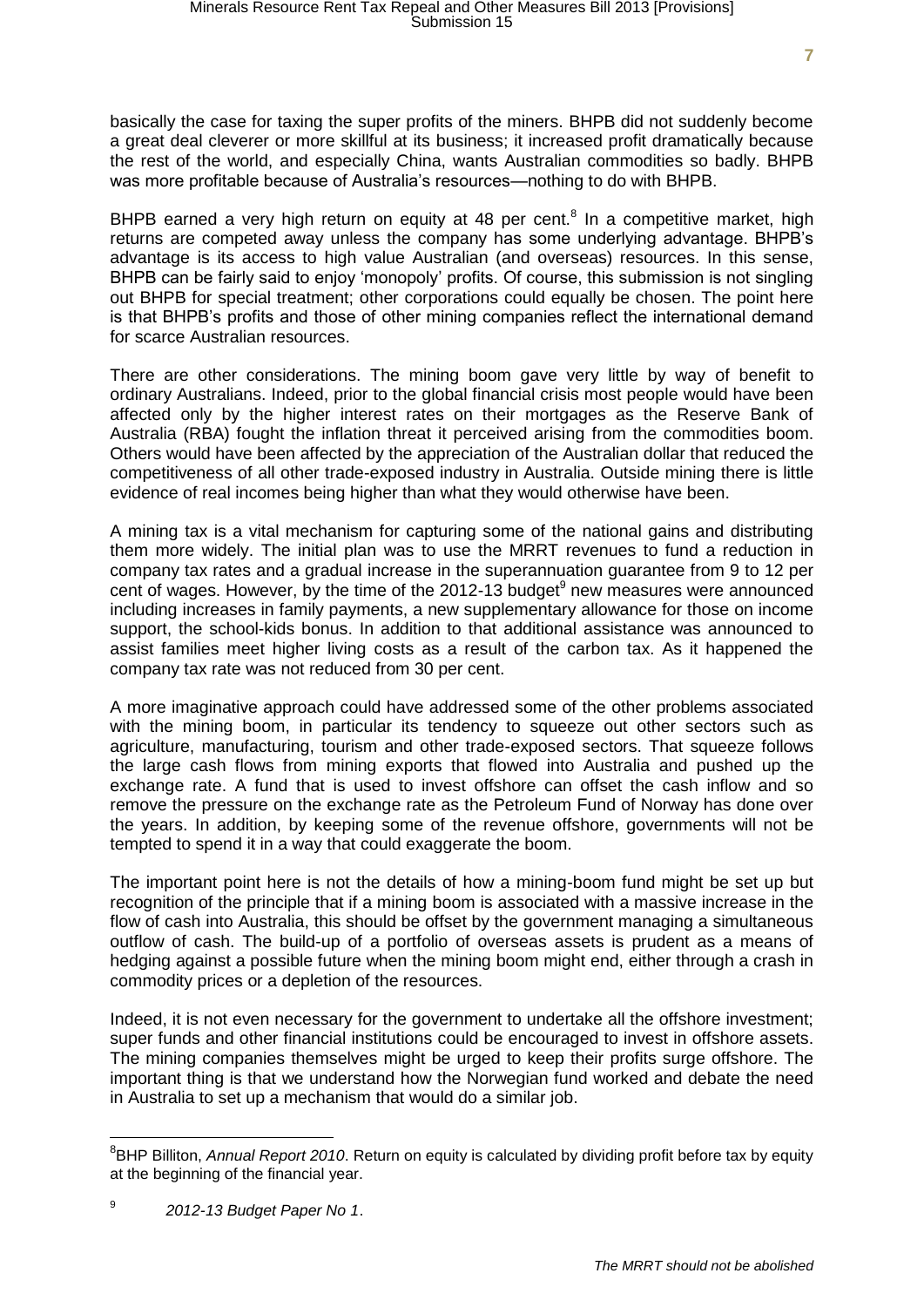basically the case for taxing the super profits of the miners. BHPB did not suddenly become a great deal cleverer or more skillful at its business; it increased profit dramatically because the rest of the world, and especially China, wants Australian commodities so badly. BHPB was more profitable because of Australia's resources—nothing to do with BHPB.

BHPB earned a very high return on equity at 48 per cent.[8] In a competitive market, high returns are competed away unless the company has some underlying advantage. BHPB's advantage is its access to high value Australian (and overseas) resources. In this sense, BHPB can be fairly said to enjoy 'monopoly' profits. Of course, this submission is not singling out BHPB for special treatment; other corporations could equally be chosen. The point here is that BHPB's profits and those of other mining companies reflect the international demand for scarce Australian resources.

There are other considerations. The mining boom gave very little by way of benefit to ordinary Australians. Indeed, prior to the global financial crisis most people would have been affected only by the higher interest rates on their mortgages as the Reserve Bank of Australia (RBA) fought the inflation threat it perceived arising from the commodities boom. Others would have been affected by the appreciation of the Australian dollar that reduced the competitiveness of all other trade-exposed industry in Australia. Outside mining there is little evidence of real incomes being higher than what they would otherwise have been.

A mining tax is a vital mechanism for capturing some of the national gains and distributing them more widely. The initial plan was to use the MRRT revenues to fund a reduction in company tax rates and a gradual increase in the superannuation guarantee from 9 to 12 per cent of wages. However, by the time of the 2012-13 budget[9] new measures were announced including increases in family payments, a new supplementary allowance for those on income support, the school-kids bonus. In addition to that additional assistance was announced to assist families meet higher living costs as a result of the carbon tax. As it happened the company tax rate was not reduced from 30 per cent.

A more imaginative approach could have addressed some of the other problems associated with the mining boom, in particular its tendency to squeeze out other sectors such as agriculture, manufacturing, tourism and other trade-exposed sectors. That squeeze follows the large cash flows from mining exports that flowed into Australia and pushed up the exchange rate. A fund that is used to invest offshore can offset the cash inflow and so remove the pressure on the exchange rate as the Petroleum Fund of Norway has done over the years. In addition, by keeping some of the revenue offshore, governments will not be tempted to spend it in a way that could exaggerate the boom.

The important point here is not the details of how a mining-boom fund might be set up but recognition of the principle that if a mining boom is associated with a massive increase in the flow of cash into Australia, this should be offset by the government managing a simultaneous outflow of cash. The build-up of a portfolio of overseas assets is prudent as a means of hedging against a possible future when the mining boom might end, either through a crash in commodity prices or a depletion of the resources.

Indeed, it is not even necessary for the government to undertake all the offshore investment; super funds and other financial institutions could be encouraged to invest in offshore assets. The mining companies themselves might be urged to keep their profits surge offshore. The important thing is that we understand how the Norwegian fund worked and debate the need in Australia to set up a mechanism that would do a similar job.

---

[8] BHP Billiton, *Annual Report 2010*. Return on equity is calculated by dividing profit before tax by equity at the beginning of the financial year.

[9] *2012-13 Budget Paper No 1*.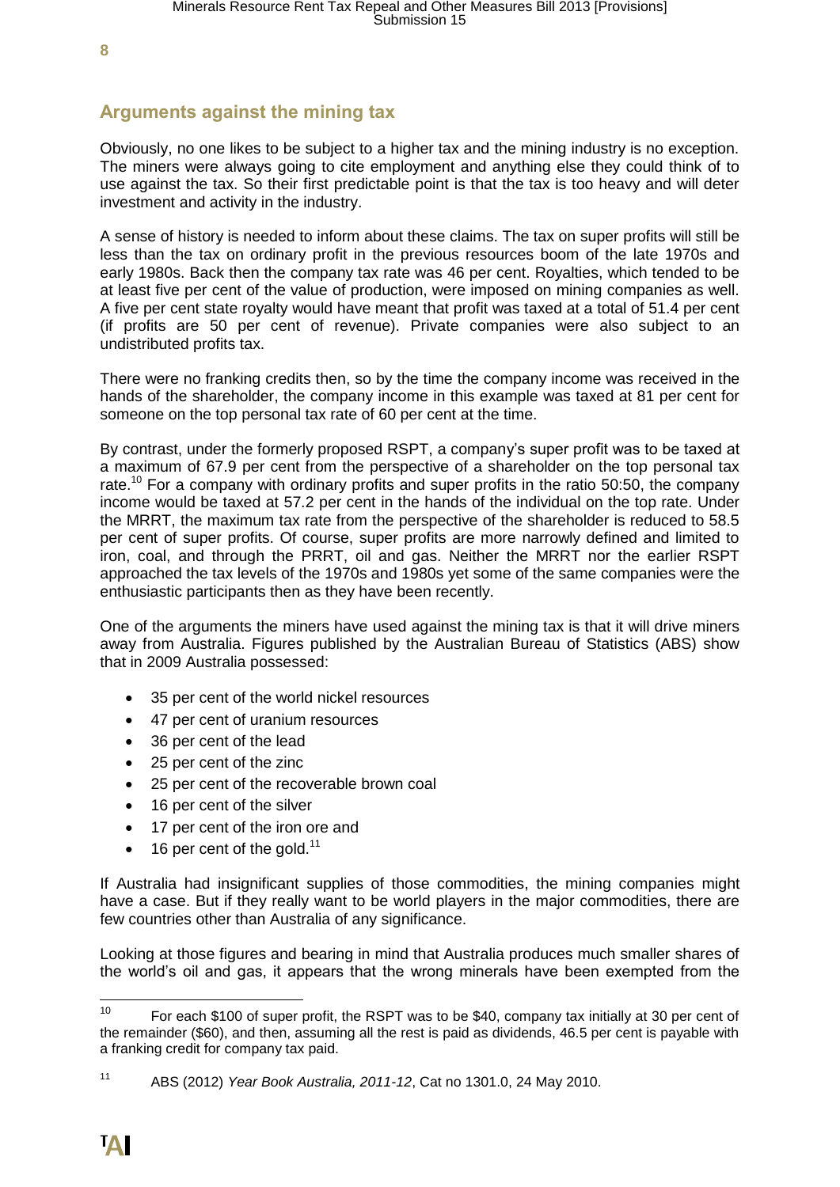## Arguments against the mining tax

Obviously, no one likes to be subject to a higher tax and the mining industry is no exception. The miners were always going to cite employment and anything else they could think of to use against the tax. So their first predictable point is that the tax is too heavy and will deter investment and activity in the industry.

A sense of history is needed to inform about these claims. The tax on super profits will still be less than the tax on ordinary profit in the previous resources boom of the late 1970s and early 1980s. Back then the company tax rate was 46 per cent. Royalties, which tended to be at least five per cent of the value of production, were imposed on mining companies as well. A five per cent state royalty would have meant that profit was taxed at a total of 51.4 per cent (if profits are 50 per cent of revenue). Private companies were also subject to an undistributed profits tax.

There were no franking credits then, so by the time the company income was received in the hands of the shareholder, the company income in this example was taxed at 81 per cent for someone on the top personal tax rate of 60 per cent at the time.

By contrast, under the formerly proposed RSPT, a company's super profit was to be taxed at a maximum of 67.9 per cent from the perspective of a shareholder on the top personal tax rate.[10] For a company with ordinary profits and super profits in the ratio 50:50, the company income would be taxed at 57.2 per cent in the hands of the individual on the top rate. Under the MRRT, the maximum tax rate from the perspective of the shareholder is reduced to 58.5 per cent of super profits. Of course, super profits are more narrowly defined and limited to iron, coal, and through the PRRT, oil and gas. Neither the MRRT nor the earlier RSPT approached the tax levels of the 1970s and 1980s yet some of the same companies were the enthusiastic participants then as they have been recently.

One of the arguments the miners have used against the mining tax is that it will drive miners away from Australia. Figures published by the Australian Bureau of Statistics (ABS) show that in 2009 Australia possessed:

- 35 per cent of the world nickel resources
- 47 per cent of uranium resources
- 36 per cent of the lead
- 25 per cent of the zinc
- 25 per cent of the recoverable brown coal
- 16 per cent of the silver
- 17 per cent of the iron ore and
- 16 per cent of the gold.[11]

If Australia had insignificant supplies of those commodities, the mining companies might have a case. But if they really want to be world players in the major commodities, there are few countries other than Australia of any significance.

Looking at those figures and bearing in mind that Australia produces much smaller shares of the world's oil and gas, it appears that the wrong minerals have been exempted from the

---

[10] For each $100 of super profit, the RSPT was to be $40, company tax initially at 30 per cent of the remainder ($60), and then, assuming all the rest is paid as dividends, 46.5 per cent is payable with a franking credit for company tax paid.

[11] ABS (2012) *Year Book Australia, 2011-12*, Cat no 1301.0, 24 May 2010.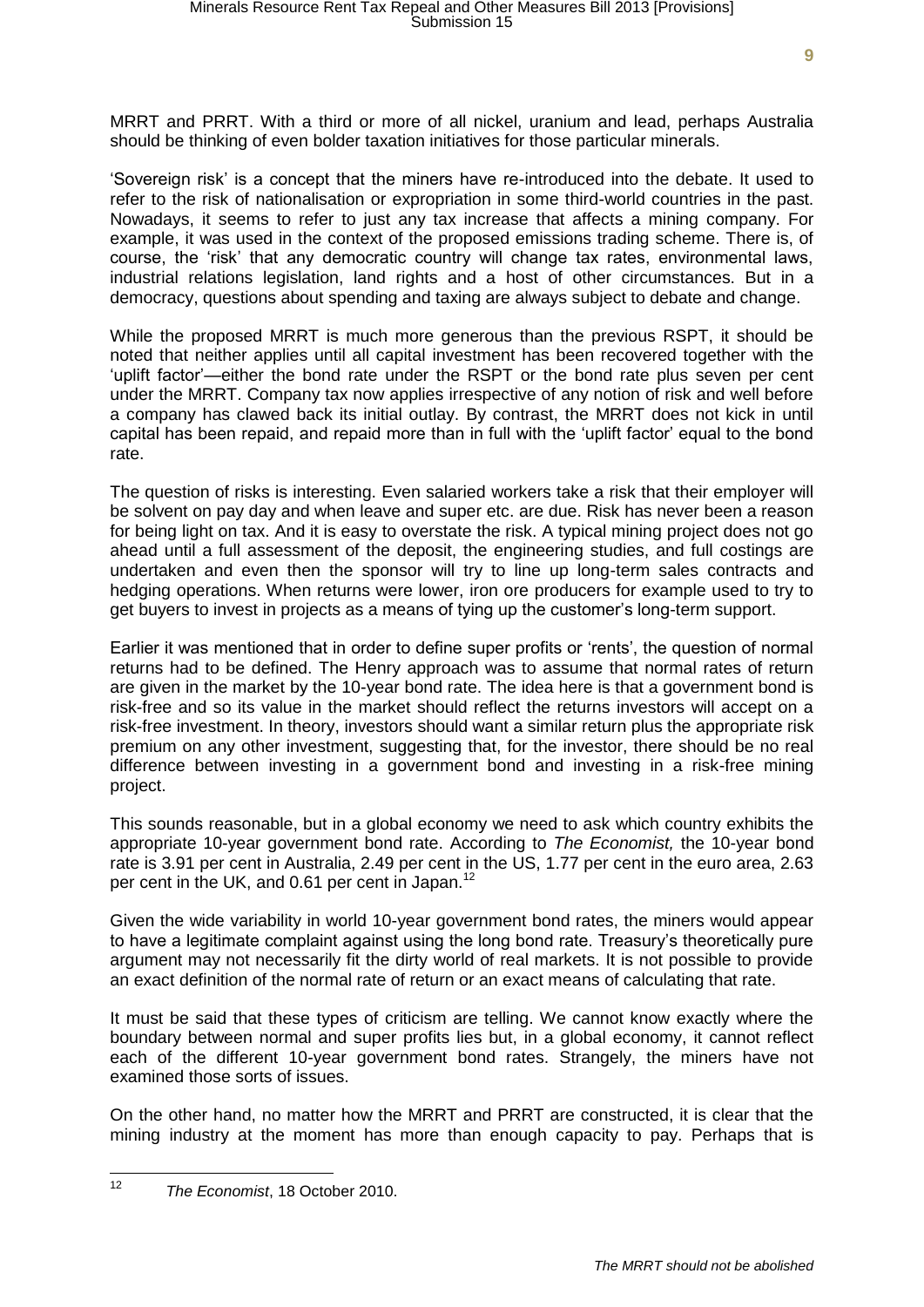MRRT and PRRT. With a third or more of all nickel, uranium and lead, perhaps Australia should be thinking of even bolder taxation initiatives for those particular minerals.

'Sovereign risk' is a concept that the miners have re-introduced into the debate. It used to refer to the risk of nationalisation or expropriation in some third-world countries in the past. Nowadays, it seems to refer to just any tax increase that affects a mining company. For example, it was used in the context of the proposed emissions trading scheme. There is, of course, the 'risk' that any democratic country will change tax rates, environmental laws, industrial relations legislation, land rights and a host of other circumstances. But in a democracy, questions about spending and taxing are always subject to debate and change.

While the proposed MRRT is much more generous than the previous RSPT, it should be noted that neither applies until all capital investment has been recovered together with the 'uplift factor'—either the bond rate under the RSPT or the bond rate plus seven per cent under the MRRT. Company tax now applies irrespective of any notion of risk and well before a company has clawed back its initial outlay. By contrast, the MRRT does not kick in until capital has been repaid, and repaid more than in full with the 'uplift factor' equal to the bond rate.

The question of risks is interesting. Even salaried workers take a risk that their employer will be solvent on pay day and when leave and super etc. are due. Risk has never been a reason for being light on tax. And it is easy to overstate the risk. A typical mining project does not go ahead until a full assessment of the deposit, the engineering studies, and full costings are undertaken and even then the sponsor will try to line up long-term sales contracts and hedging operations. When returns were lower, iron ore producers for example used to try to get buyers to invest in projects as a means of tying up the customer's long-term support.

Earlier it was mentioned that in order to define super profits or 'rents', the question of normal returns had to be defined. The Henry approach was to assume that normal rates of return are given in the market by the 10-year bond rate. The idea here is that a government bond is risk-free and so its value in the market should reflect the returns investors will accept on a risk-free investment. In theory, investors should want a similar return plus the appropriate risk premium on any other investment, suggesting that, for the investor, there should be no real difference between investing in a government bond and investing in a risk-free mining project.

This sounds reasonable, but in a global economy we need to ask which country exhibits the appropriate 10-year government bond rate. According to *The Economist,* the 10-year bond rate is 3.91 per cent in Australia, 2.49 per cent in the US, 1.77 per cent in the euro area, 2.63 per cent in the UK, and 0.61 per cent in Japan.[12]

Given the wide variability in world 10-year government bond rates, the miners would appear to have a legitimate complaint against using the long bond rate. Treasury's theoretically pure argument may not necessarily fit the dirty world of real markets. It is not possible to provide an exact definition of the normal rate of return or an exact means of calculating that rate.

It must be said that these types of criticism are telling. We cannot know exactly where the boundary between normal and super profits lies but, in a global economy, it cannot reflect each of the different 10-year government bond rates. Strangely, the miners have not examined those sorts of issues.

On the other hand, no matter how the MRRT and PRRT are constructed, it is clear that the mining industry at the moment has more than enough capacity to pay. Perhaps that is

[12] *The Economist*, 18 October 2010.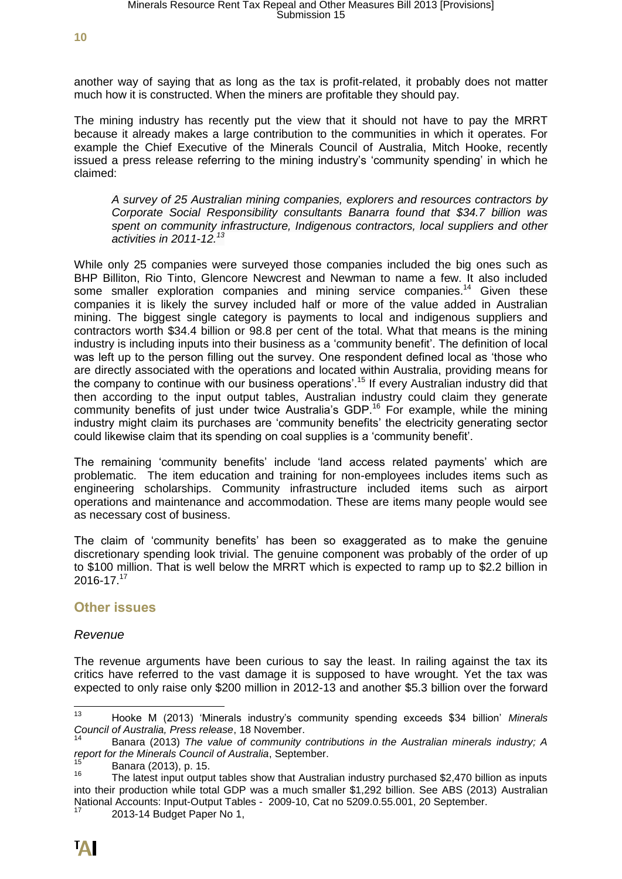another way of saying that as long as the tax is profit-related, it probably does not matter much how it is constructed. When the miners are profitable they should pay.

The mining industry has recently put the view that it should not have to pay the MRRT because it already makes a large contribution to the communities in which it operates. For example the Chief Executive of the Minerals Council of Australia, Mitch Hooke, recently issued a press release referring to the mining industry's 'community spending' in which he claimed:

> *A survey of 25 Australian mining companies, explorers and resources contractors by Corporate Social Responsibility consultants Banarra found that $34.7 billion was spent on community infrastructure, Indigenous contractors, local suppliers and other activities in 2011-12.*[13]

While only 25 companies were surveyed those companies included the big ones such as BHP Billiton, Rio Tinto, Glencore Newcrest and Newman to name a few. It also included some smaller exploration companies and mining service companies.[14] Given these companies it is likely the survey included half or more of the value added in Australian mining. The biggest single category is payments to local and indigenous suppliers and contractors worth $34.4 billion or 98.8 per cent of the total. What that means is the mining industry is including inputs into their business as a 'community benefit'. The definition of local was left up to the person filling out the survey. One respondent defined local as 'those who are directly associated with the operations and located within Australia, providing means for the company to continue with our business operations'.[15] If every Australian industry did that then according to the input output tables, Australian industry could claim they generate community benefits of just under twice Australia's GDP.[16] For example, while the mining industry might claim its purchases are 'community benefits' the electricity generating sector could likewise claim that its spending on coal supplies is a 'community benefit'.

The remaining 'community benefits' include 'land access related payments' which are problematic. The item education and training for non-employees includes items such as engineering scholarships. Community infrastructure included items such as airport operations and maintenance and accommodation. These are items many people would see as necessary cost of business.

The claim of 'community benefits' has been so exaggerated as to make the genuine discretionary spending look trivial. The genuine component was probably of the order of up to $100 million. That is well below the MRRT which is expected to ramp up to $2.2 billion in 2016-17.[17]

## Other issues

### *Revenue*

The revenue arguments have been curious to say the least. In railing against the tax its critics have referred to the vast damage it is supposed to have wrought. Yet the tax was expected to only raise only $200 million in 2012-13 and another $5.3 billion over the forward

---

[13] Hooke M (2013) 'Minerals industry's community spending exceeds $34 billion' *Minerals Council of Australia, Press release*, 18 November.

[14] Banara (2013) *The value of community contributions in the Australian minerals industry; A report for the Minerals Council of Australia*, September.

[15] Banara (2013), p. 15.

[16] The latest input output tables show that Australian industry purchased $2,470 billion as inputs into their production while total GDP was a much smaller $1,292 billion. See ABS (2013) Australian National Accounts: Input-Output Tables - 2009-10, Cat no 5209.0.55.001, 20 September.

[17] 2013-14 Budget Paper No 1,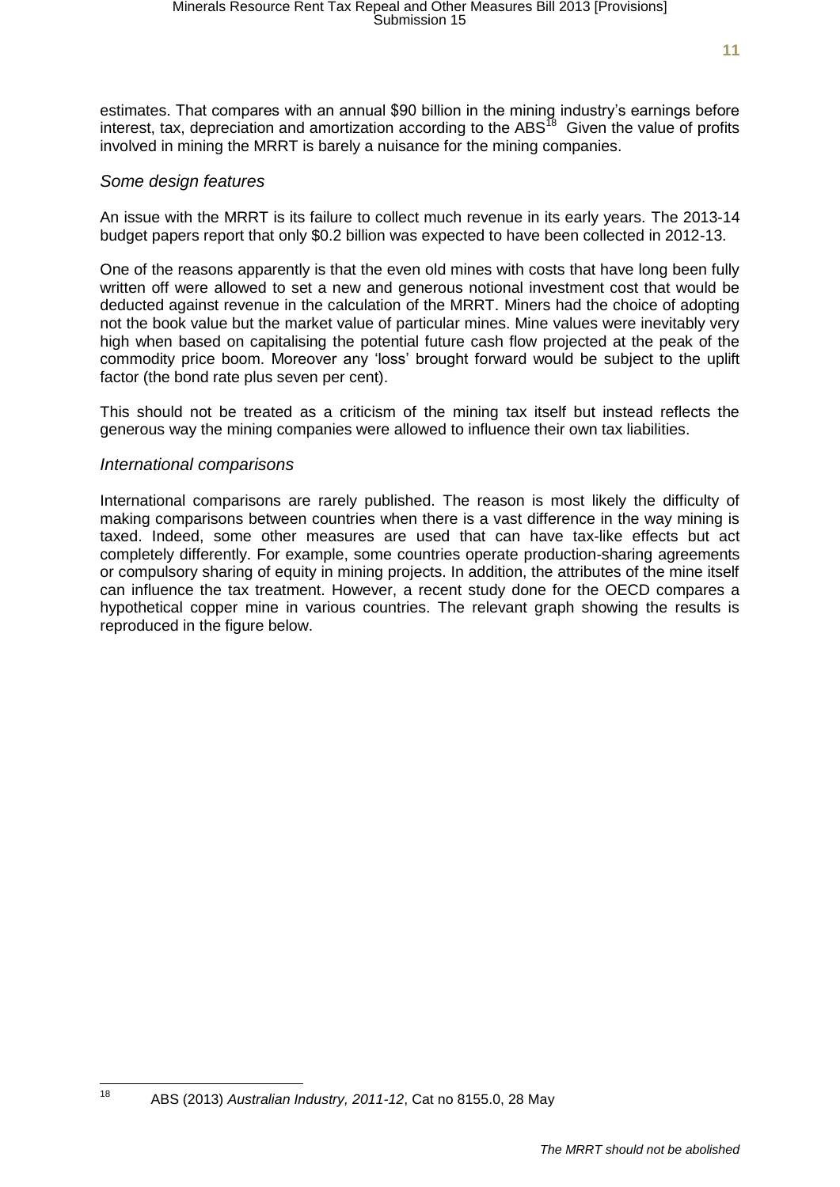estimates. That compares with an annual $90 billion in the mining industry's earnings before interest, tax, depreciation and amortization according to the ABS[18] Given the value of profits involved in mining the MRRT is barely a nuisance for the mining companies.

### *Some design features*

An issue with the MRRT is its failure to collect much revenue in its early years. The 2013-14 budget papers report that only $0.2 billion was expected to have been collected in 2012-13.

One of the reasons apparently is that the even old mines with costs that have long been fully written off were allowed to set a new and generous notional investment cost that would be deducted against revenue in the calculation of the MRRT. Miners had the choice of adopting not the book value but the market value of particular mines. Mine values were inevitably very high when based on capitalising the potential future cash flow projected at the peak of the commodity price boom. Moreover any 'loss' brought forward would be subject to the uplift factor (the bond rate plus seven per cent).

This should not be treated as a criticism of the mining tax itself but instead reflects the generous way the mining companies were allowed to influence their own tax liabilities.

### *International comparisons*

International comparisons are rarely published. The reason is most likely the difficulty of making comparisons between countries when there is a vast difference in the way mining is taxed. Indeed, some other measures are used that can have tax-like effects but act completely differently. For example, some countries operate production-sharing agreements or compulsory sharing of equity in mining projects. In addition, the attributes of the mine itself can influence the tax treatment. However, a recent study done for the OECD compares a hypothetical copper mine in various countries. The relevant graph showing the results is reproduced in the figure below.

[18] ABS (2013) *Australian Industry, 2011-12*, Cat no 8155.0, 28 May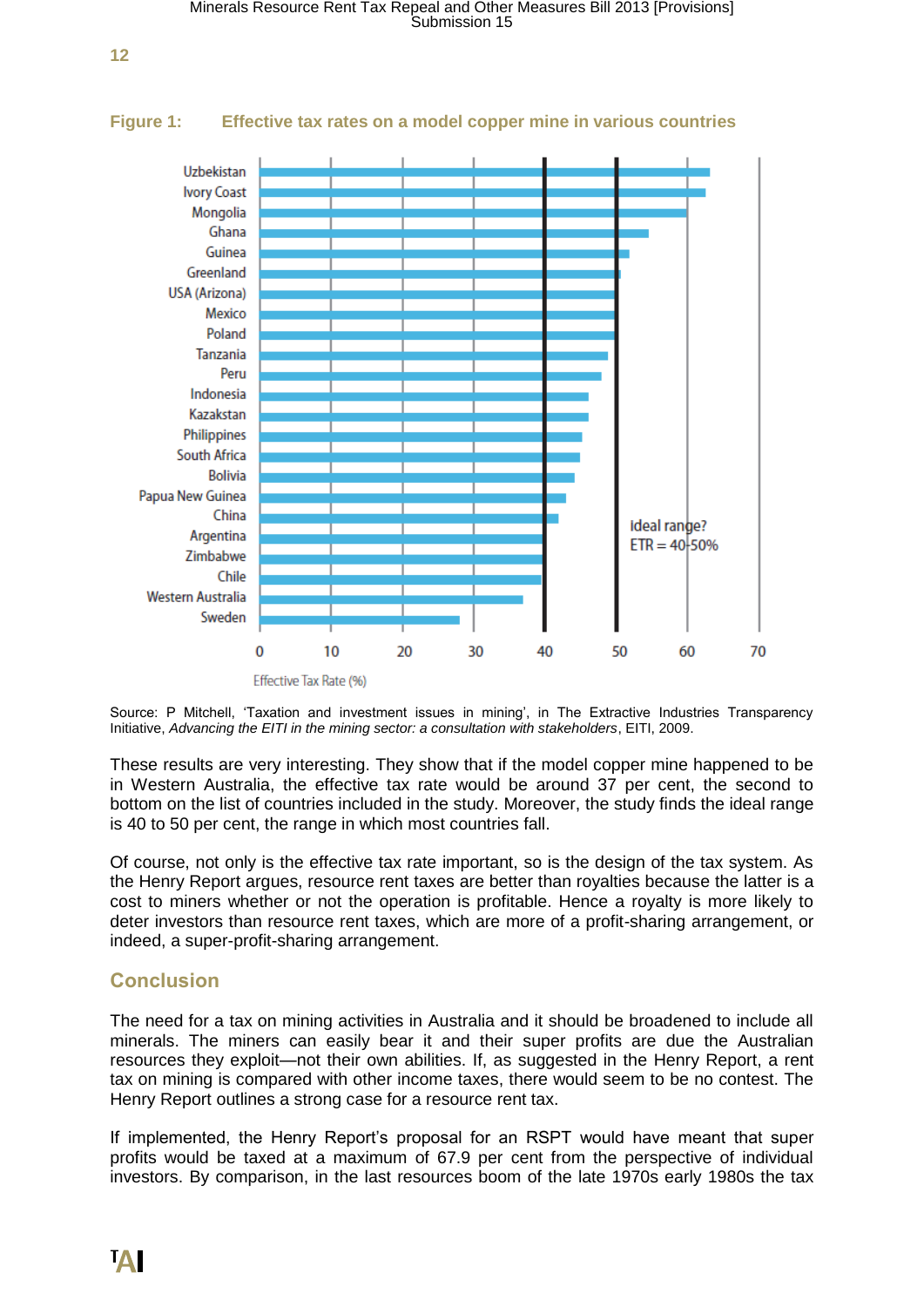**Figure 1: Effective tax rates on a model copper mine in various countries**

Source: P Mitchell, 'Taxation and investment issues in mining', in The Extractive Industries Transparency Initiative, *Advancing the EITI in the mining sector: a consultation with stakeholders*, EITI, 2009.

These results are very interesting. They show that if the model copper mine happened to be in Western Australia, the effective tax rate would be around 37 per cent, the second to bottom on the list of countries included in the study. Moreover, the study finds the ideal range is 40 to 50 per cent, the range in which most countries fall.

Of course, not only is the effective tax rate important, so is the design of the tax system. As the Henry Report argues, resource rent taxes are better than royalties because the latter is a cost to miners whether or not the operation is profitable. Hence a royalty is more likely to deter investors than resource rent taxes, which are more of a profit-sharing arrangement, or indeed, a super-profit-sharing arrangement.

## Conclusion

The need for a tax on mining activities in Australia and it should be broadened to include all minerals. The miners can easily bear it and their super profits are due the Australian resources they exploit—not their own abilities. If, as suggested in the Henry Report, a rent tax on mining is compared with other income taxes, there would seem to be no contest. The Henry Report outlines a strong case for a resource rent tax.

If implemented, the Henry Report's proposal for an RSPT would have meant that super profits would be taxed at a maximum of 67.9 per cent from the perspective of individual investors. By comparison, in the last resources boom of the late 1970s early 1980s the tax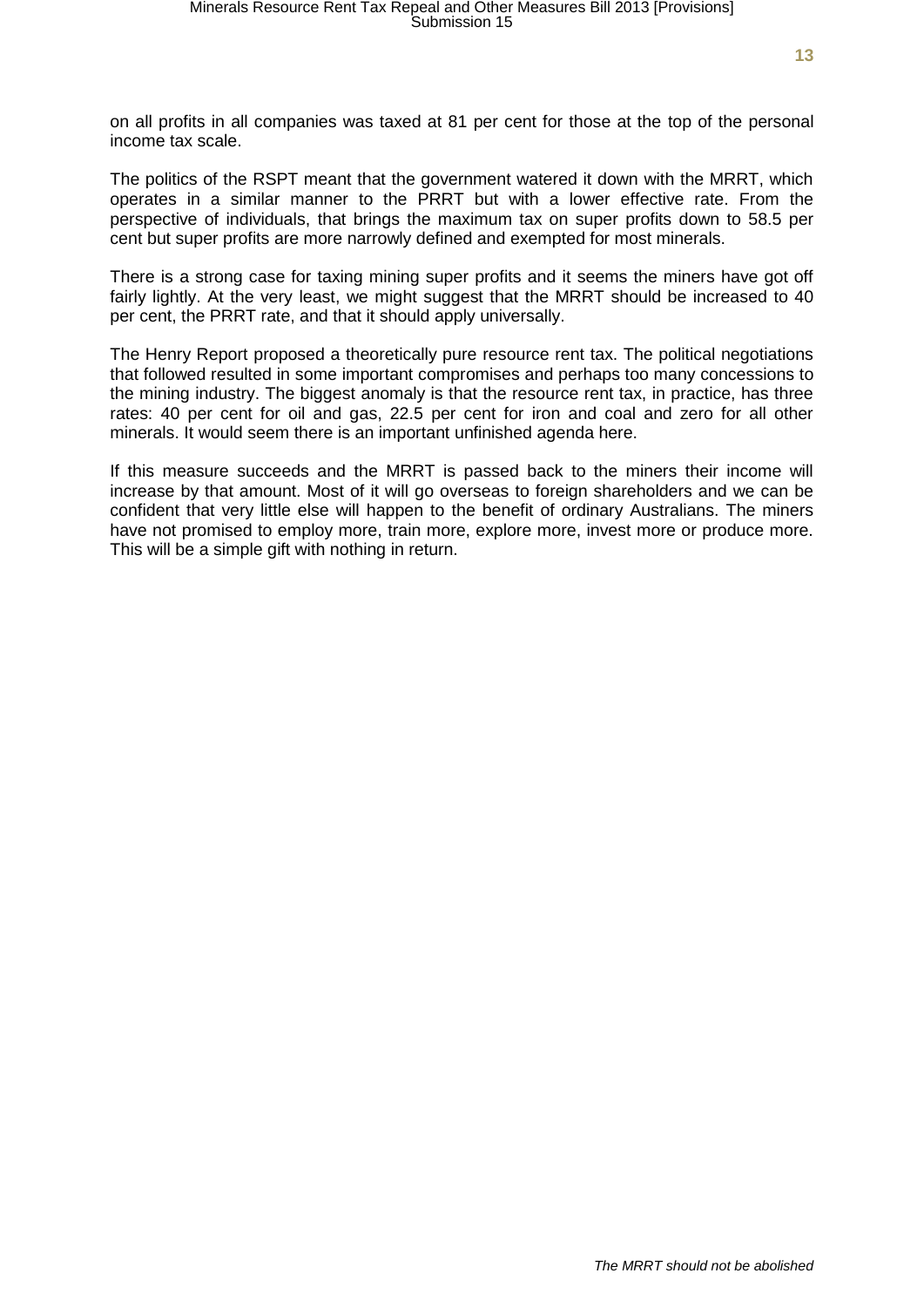on all profits in all companies was taxed at 81 per cent for those at the top of the personal income tax scale.

The politics of the RSPT meant that the government watered it down with the MRRT, which operates in a similar manner to the PRRT but with a lower effective rate. From the perspective of individuals, that brings the maximum tax on super profits down to 58.5 per cent but super profits are more narrowly defined and exempted for most minerals.

There is a strong case for taxing mining super profits and it seems the miners have got off fairly lightly. At the very least, we might suggest that the MRRT should be increased to 40 per cent, the PRRT rate, and that it should apply universally.

The Henry Report proposed a theoretically pure resource rent tax. The political negotiations that followed resulted in some important compromises and perhaps too many concessions to the mining industry. The biggest anomaly is that the resource rent tax, in practice, has three rates: 40 per cent for oil and gas, 22.5 per cent for iron and coal and zero for all other minerals. It would seem there is an important unfinished agenda here.

If this measure succeeds and the MRRT is passed back to the miners their income will increase by that amount. Most of it will go overseas to foreign shareholders and we can be confident that very little else will happen to the benefit of ordinary Australians. The miners have not promised to employ more, train more, explore more, invest more or produce more. This will be a simple gift with nothing in return.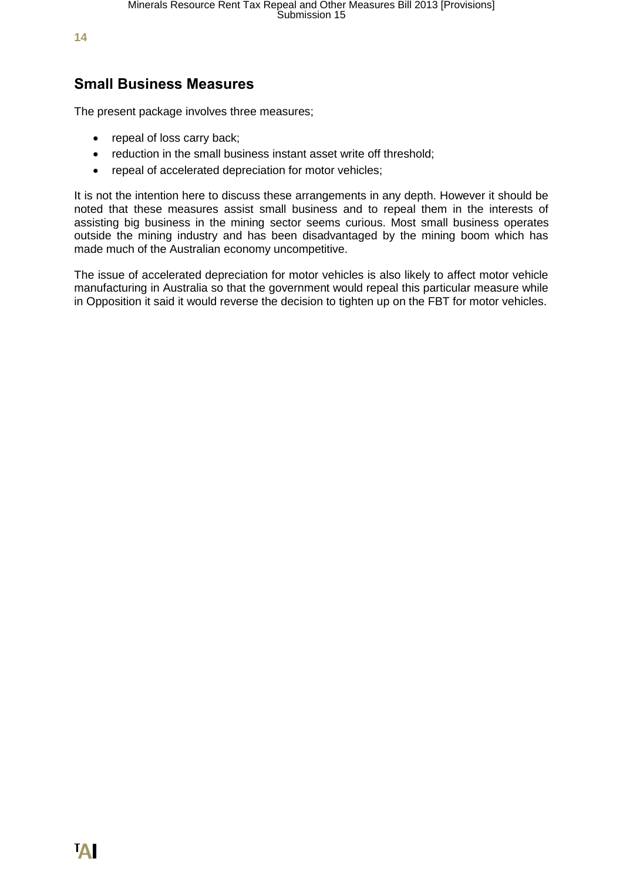## Small Business Measures

The present package involves three measures;

- repeal of loss carry back;
- reduction in the small business instant asset write off threshold;
- repeal of accelerated depreciation for motor vehicles;

It is not the intention here to discuss these arrangements in any depth. However it should be noted that these measures assist small business and to repeal them in the interests of assisting big business in the mining sector seems curious. Most small business operates outside the mining industry and has been disadvantaged by the mining boom which has made much of the Australian economy uncompetitive.

The issue of accelerated depreciation for motor vehicles is also likely to affect motor vehicle manufacturing in Australia so that the government would repeal this particular measure while in Opposition it said it would reverse the decision to tighten up on the FBT for motor vehicles.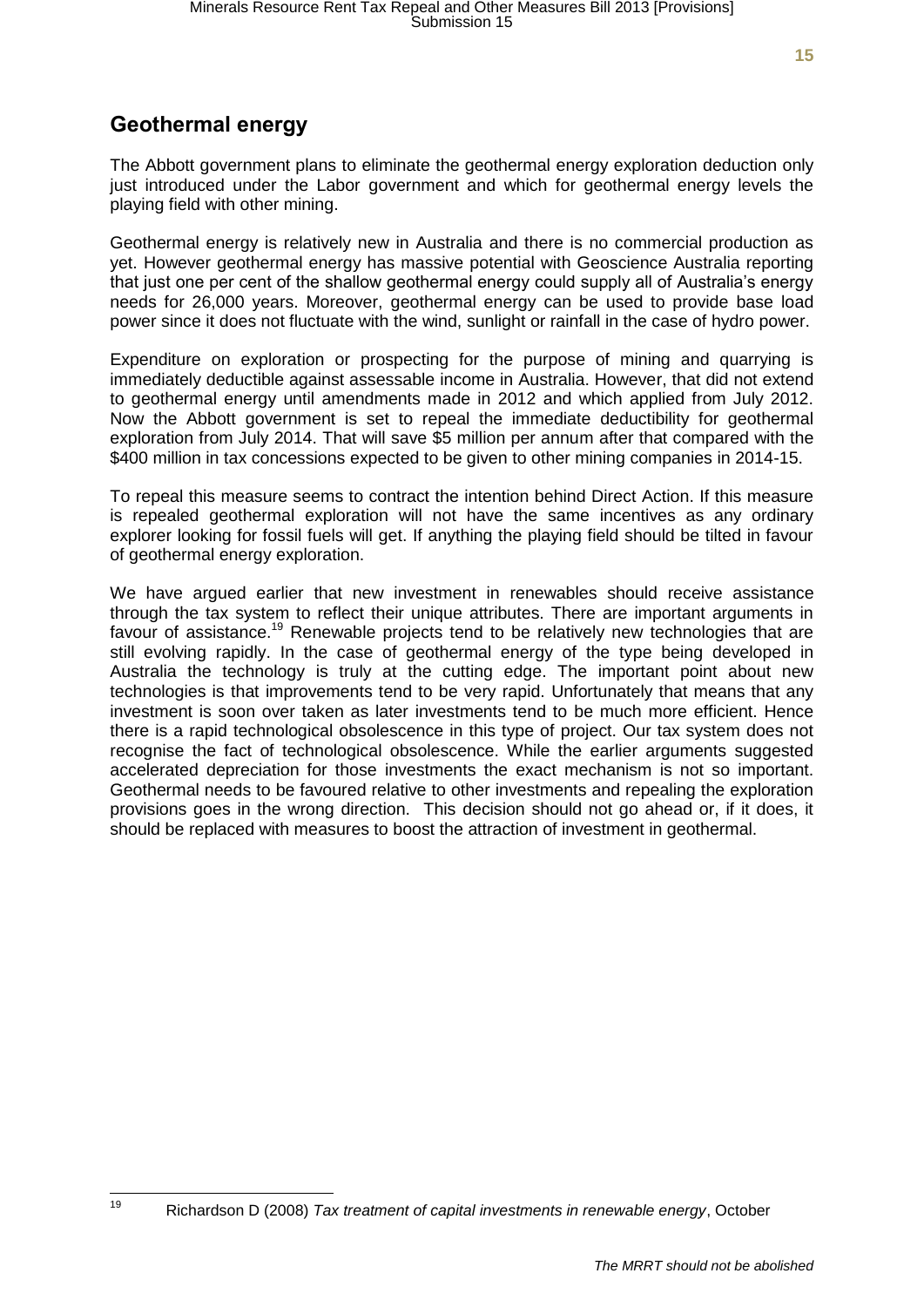## Geothermal energy

The Abbott government plans to eliminate the geothermal energy exploration deduction only just introduced under the Labor government and which for geothermal energy levels the playing field with other mining.

Geothermal energy is relatively new in Australia and there is no commercial production as yet. However geothermal energy has massive potential with Geoscience Australia reporting that just one per cent of the shallow geothermal energy could supply all of Australia's energy needs for 26,000 years. Moreover, geothermal energy can be used to provide base load power since it does not fluctuate with the wind, sunlight or rainfall in the case of hydro power.

Expenditure on exploration or prospecting for the purpose of mining and quarrying is immediately deductible against assessable income in Australia. However, that did not extend to geothermal energy until amendments made in 2012 and which applied from July 2012. Now the Abbott government is set to repeal the immediate deductibility for geothermal exploration from July 2014. That will save $5 million per annum after that compared with the $400 million in tax concessions expected to be given to other mining companies in 2014-15.

To repeal this measure seems to contract the intention behind Direct Action. If this measure is repealed geothermal exploration will not have the same incentives as any ordinary explorer looking for fossil fuels will get. If anything the playing field should be tilted in favour of geothermal energy exploration.

We have argued earlier that new investment in renewables should receive assistance through the tax system to reflect their unique attributes. There are important arguments in favour of assistance.[19] Renewable projects tend to be relatively new technologies that are still evolving rapidly. In the case of geothermal energy of the type being developed in Australia the technology is truly at the cutting edge. The important point about new technologies is that improvements tend to be very rapid. Unfortunately that means that any investment is soon over taken as later investments tend to be much more efficient. Hence there is a rapid technological obsolescence in this type of project. Our tax system does not recognise the fact of technological obsolescence. While the earlier arguments suggested accelerated depreciation for those investments the exact mechanism is not so important. Geothermal needs to be favoured relative to other investments and repealing the exploration provisions goes in the wrong direction. This decision should not go ahead or, if it does, it should be replaced with measures to boost the attraction of investment in geothermal.

[19] Richardson D (2008) *Tax treatment of capital investments in renewable energy*, October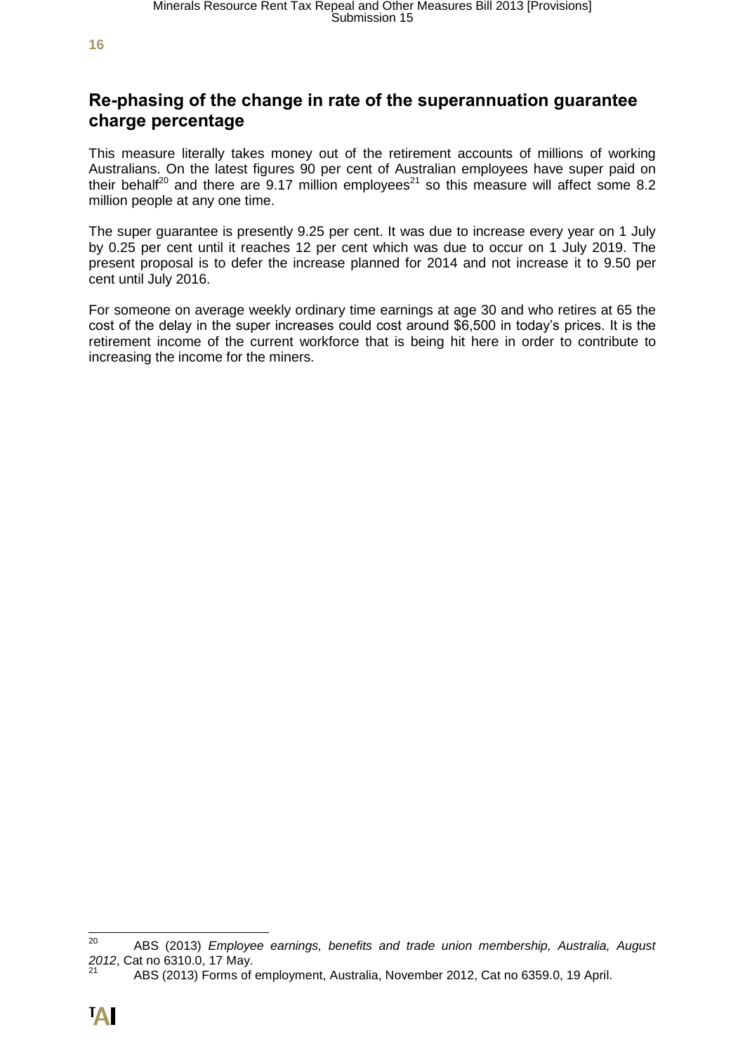## Re-phasing of the change in rate of the superannuation guarantee charge percentage

This measure literally takes money out of the retirement accounts of millions of working Australians. On the latest figures 90 per cent of Australian employees have super paid on their behalf[20] and there are 9.17 million employees[21] so this measure will affect some 8.2 million people at any one time.

The super guarantee is presently 9.25 per cent. It was due to increase every year on 1 July by 0.25 per cent until it reaches 12 per cent which was due to occur on 1 July 2019. The present proposal is to defer the increase planned for 2014 and not increase it to 9.50 per cent until July 2016.

For someone on average weekly ordinary time earnings at age 30 and who retires at 65 the cost of the delay in the super increases could cost around $6,500 in today's prices. It is the retirement income of the current workforce that is being hit here in order to contribute to increasing the income for the miners.

---

[20] ABS (2013) *Employee earnings, benefits and trade union membership, Australia, August 2012*, Cat no 6310.0, 17 May.

[21] ABS (2013) Forms of employment, Australia, November 2012, Cat no 6359.0, 19 April.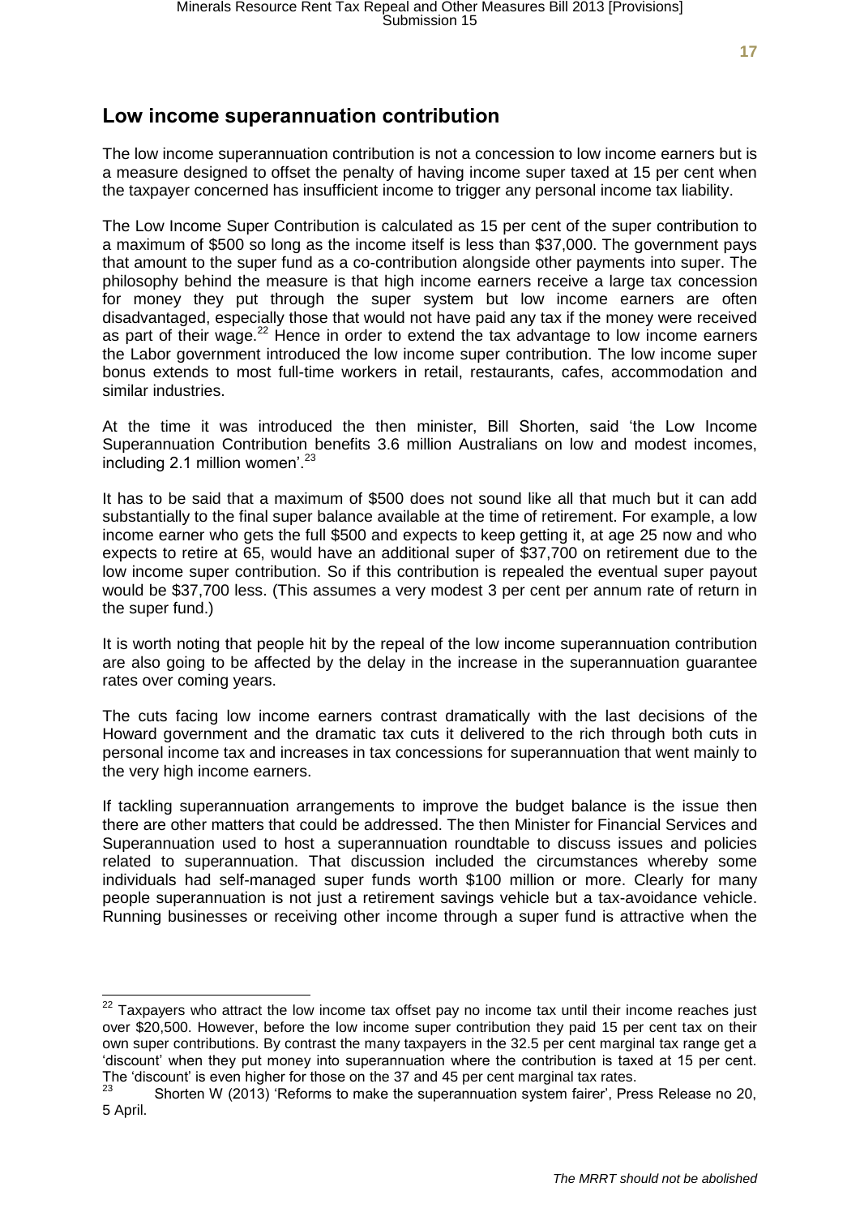## Low income superannuation contribution

The low income superannuation contribution is not a concession to low income earners but is a measure designed to offset the penalty of having income super taxed at 15 per cent when the taxpayer concerned has insufficient income to trigger any personal income tax liability.

The Low Income Super Contribution is calculated as 15 per cent of the super contribution to a maximum of $500 so long as the income itself is less than $37,000. The government pays that amount to the super fund as a co-contribution alongside other payments into super. The philosophy behind the measure is that high income earners receive a large tax concession for money they put through the super system but low income earners are often disadvantaged, especially those that would not have paid any tax if the money were received as part of their wage.[22] Hence in order to extend the tax advantage to low income earners the Labor government introduced the low income super contribution. The low income super bonus extends to most full-time workers in retail, restaurants, cafes, accommodation and similar industries.

At the time it was introduced the then minister, Bill Shorten, said 'the Low Income Superannuation Contribution benefits 3.6 million Australians on low and modest incomes, including 2.1 million women'.[23]

It has to be said that a maximum of $500 does not sound like all that much but it can add substantially to the final super balance available at the time of retirement. For example, a low income earner who gets the full $500 and expects to keep getting it, at age 25 now and who expects to retire at 65, would have an additional super of $37,700 on retirement due to the low income super contribution. So if this contribution is repealed the eventual super payout would be $37,700 less. (This assumes a very modest 3 per cent per annum rate of return in the super fund.)

It is worth noting that people hit by the repeal of the low income superannuation contribution are also going to be affected by the delay in the increase in the superannuation guarantee rates over coming years.

The cuts facing low income earners contrast dramatically with the last decisions of the Howard government and the dramatic tax cuts it delivered to the rich through both cuts in personal income tax and increases in tax concessions for superannuation that went mainly to the very high income earners.

If tackling superannuation arrangements to improve the budget balance is the issue then there are other matters that could be addressed. The then Minister for Financial Services and Superannuation used to host a superannuation roundtable to discuss issues and policies related to superannuation. That discussion included the circumstances whereby some individuals had self-managed super funds worth $100 million or more. Clearly for many people superannuation is not just a retirement savings vehicle but a tax-avoidance vehicle. Running businesses or receiving other income through a super fund is attractive when the

---

[22] Taxpayers who attract the low income tax offset pay no income tax until their income reaches just over $20,500. However, before the low income super contribution they paid 15 per cent tax on their own super contributions. By contrast the many taxpayers in the 32.5 per cent marginal tax range get a 'discount' when they put money into superannuation where the contribution is taxed at 15 per cent. The 'discount' is even higher for those on the 37 and 45 per cent marginal tax rates.

[23] Shorten W (2013) 'Reforms to make the superannuation system fairer', Press Release no 20, 5 April.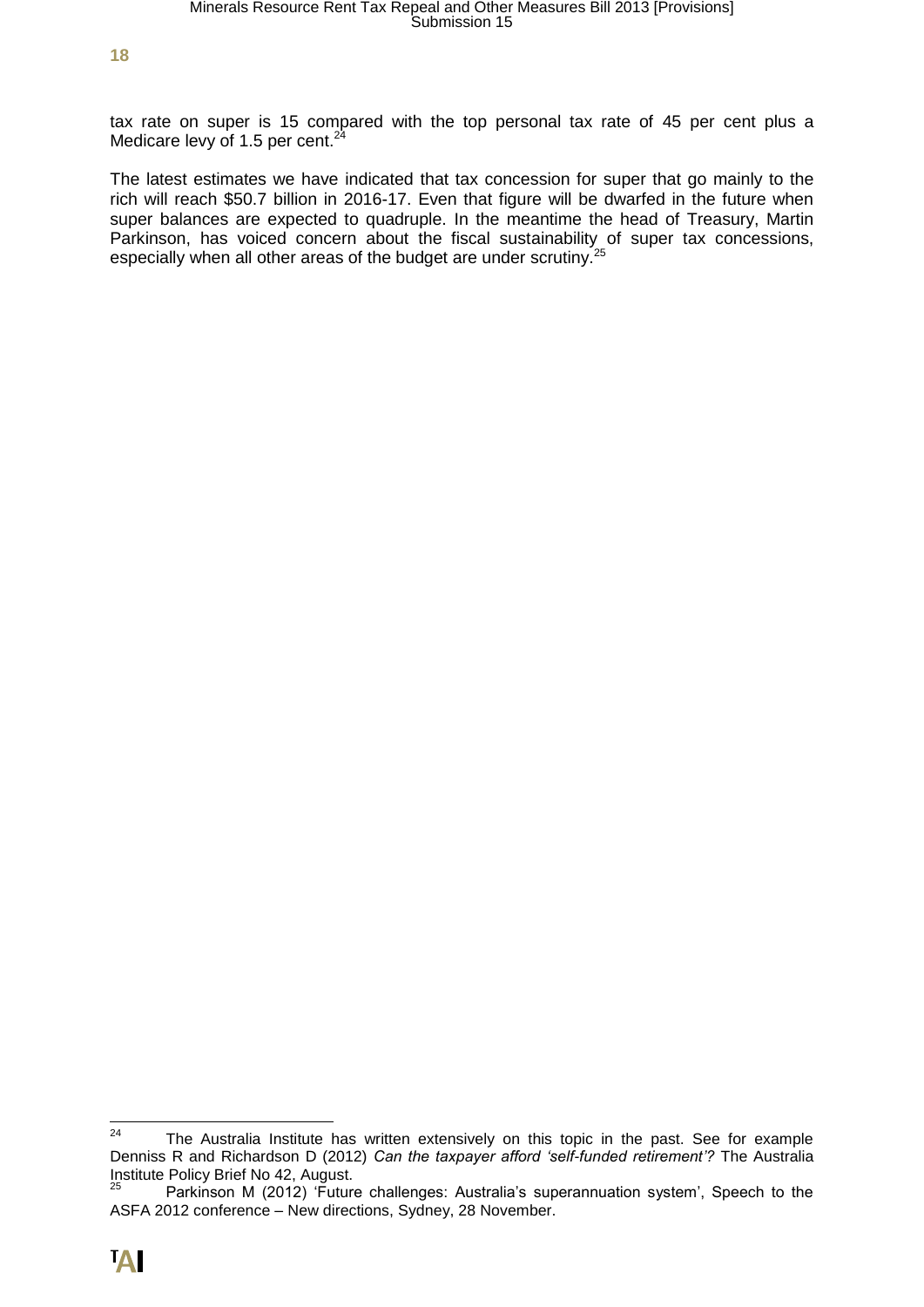tax rate on super is 15 compared with the top personal tax rate of 45 per cent plus a Medicare levy of 1.5 per cent.[24]

The latest estimates we have indicated that tax concession for super that go mainly to the rich will reach $50.7 billion in 2016-17. Even that figure will be dwarfed in the future when super balances are expected to quadruple. In the meantime the head of Treasury, Martin Parkinson, has voiced concern about the fiscal sustainability of super tax concessions, especially when all other areas of the budget are under scrutiny.[25]

---

[24] The Australia Institute has written extensively on this topic in the past. See for example Denniss R and Richardson D (2012) *Can the taxpayer afford 'self-funded retirement'?* The Australia Institute Policy Brief No 42, August.

[25] Parkinson M (2012) 'Future challenges: Australia's superannuation system', Speech to the ASFA 2012 conference – New directions, Sydney, 28 November.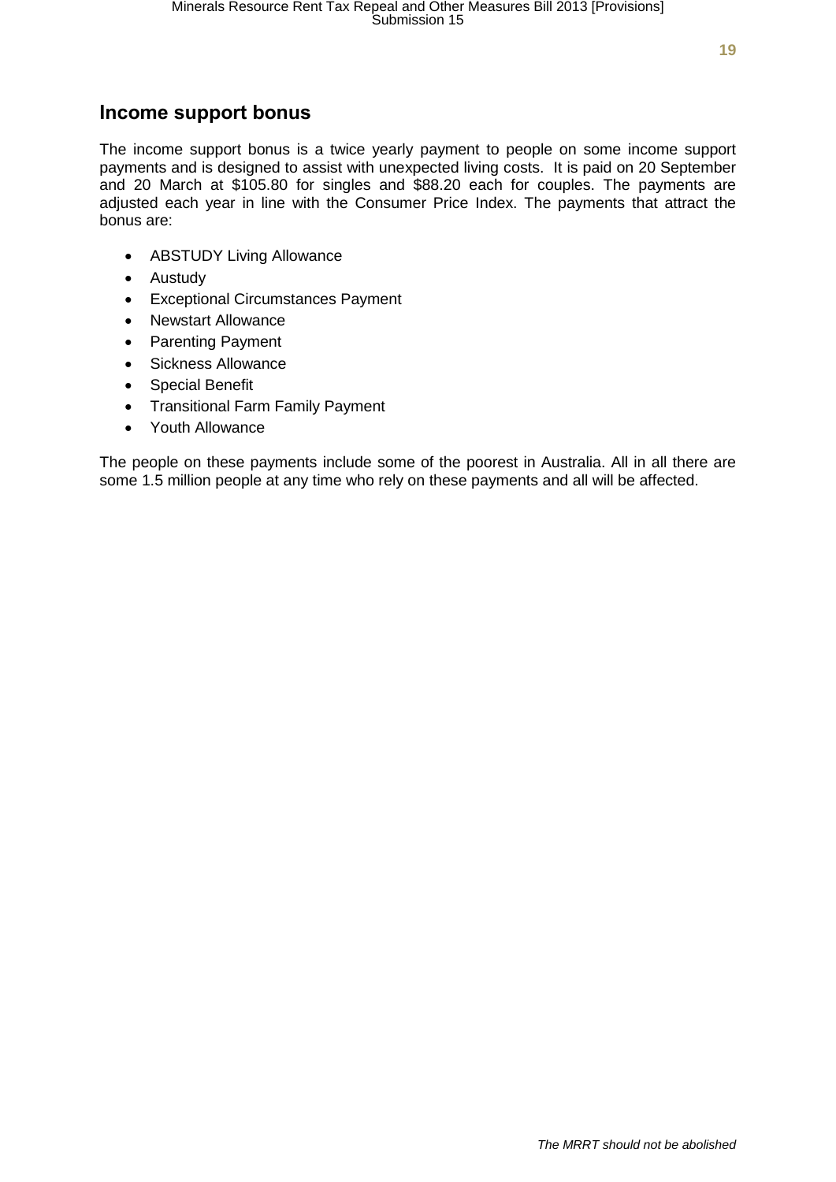## Income support bonus

The income support bonus is a twice yearly payment to people on some income support payments and is designed to assist with unexpected living costs. It is paid on 20 September and 20 March at $105.80 for singles and $88.20 each for couples. The payments are adjusted each year in line with the Consumer Price Index. The payments that attract the bonus are:

- ABSTUDY Living Allowance
- Austudy
- Exceptional Circumstances Payment
- Newstart Allowance
- Parenting Payment
- Sickness Allowance
- Special Benefit
- Transitional Farm Family Payment
- Youth Allowance

The people on these payments include some of the poorest in Australia. All in all there are some 1.5 million people at any time who rely on these payments and all will be affected.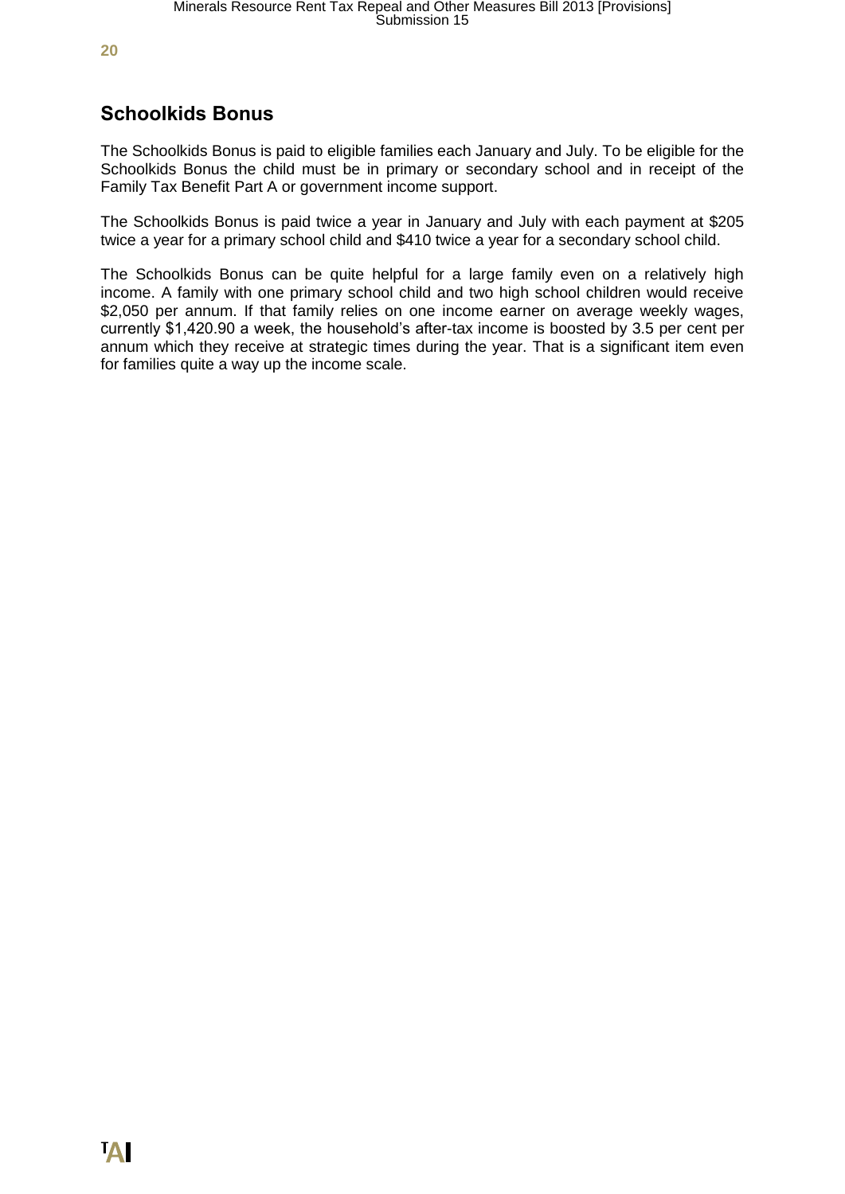## Schoolkids Bonus

The Schoolkids Bonus is paid to eligible families each January and July. To be eligible for the Schoolkids Bonus the child must be in primary or secondary school and in receipt of the Family Tax Benefit Part A or government income support.

The Schoolkids Bonus is paid twice a year in January and July with each payment at $205 twice a year for a primary school child and $410 twice a year for a secondary school child.

The Schoolkids Bonus can be quite helpful for a large family even on a relatively high income. A family with one primary school child and two high school children would receive $2,050 per annum. If that family relies on one income earner on average weekly wages, currently $1,420.90 a week, the household's after-tax income is boosted by 3.5 per cent per annum which they receive at strategic times during the year. That is a significant item even for families quite a way up the income scale.